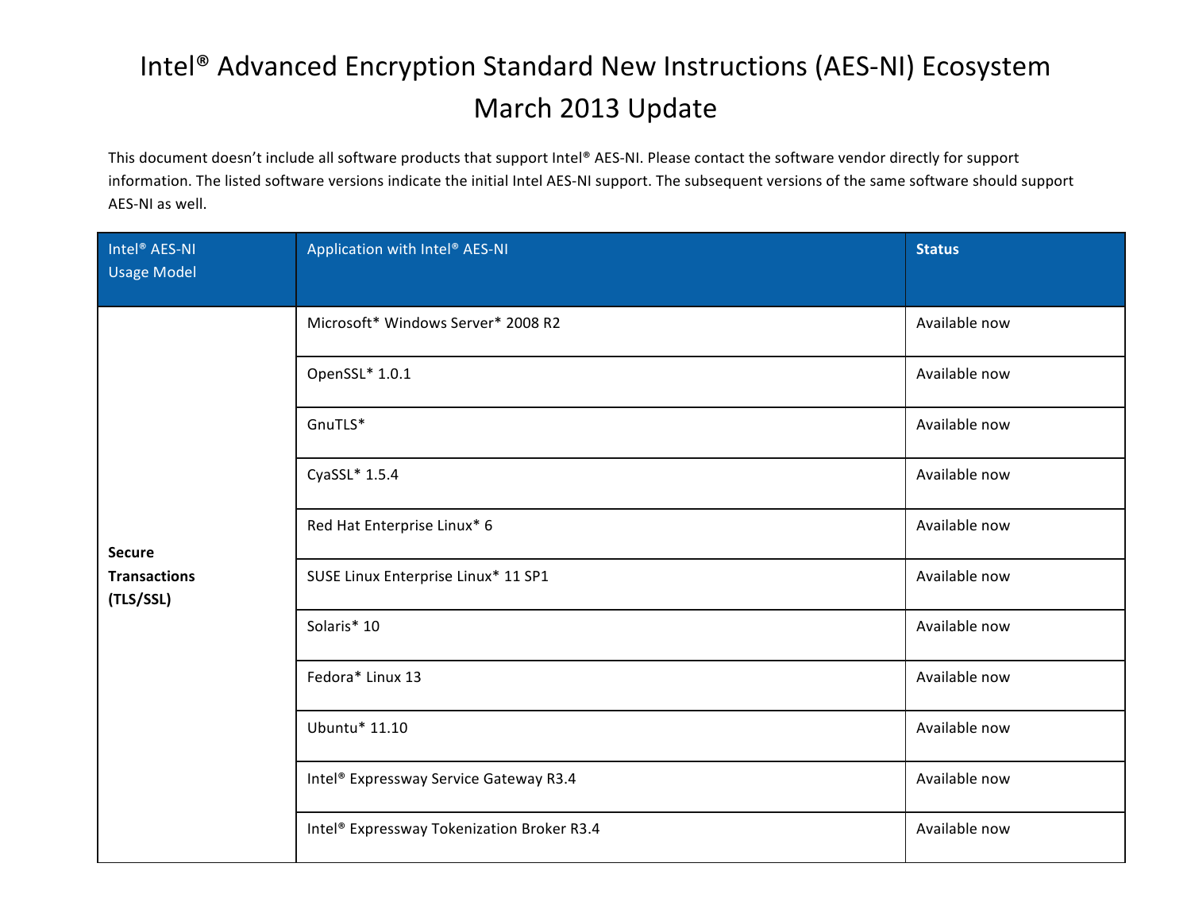# Intel® Advanced Encryption Standard New Instructions (AES-NI) Ecosystem March 2013 Update

This document doesn't include all software products that support Intel® AES-NI. Please contact the software vendor directly for support information. The listed software versions indicate the initial Intel AES-NI support. The subsequent versions of the same software should support AES-NI as well.

| Intel® AES-NI Usage Model | Application with Intel® AES-NI | Status |
|---|---|---|
| **Secure Transactions (TLS/SSL)** | Microsoft* Windows Server* 2008 R2 | Available now |
| | OpenSSL* 1.0.1 | Available now |
| | GnuTLS* | Available now |
| | CyaSSL* 1.5.4 | Available now |
| | Red Hat Enterprise Linux* 6 | Available now |
| | SUSE Linux Enterprise Linux* 11 SP1 | Available now |
| | Solaris* 10 | Available now |
| | Fedora* Linux 13 | Available now |
| | Ubuntu* 11.10 | Available now |
| | Intel® Expressway Service Gateway R3.4 | Available now |
| | Intel® Expressway Tokenization Broker R3.4 | Available now |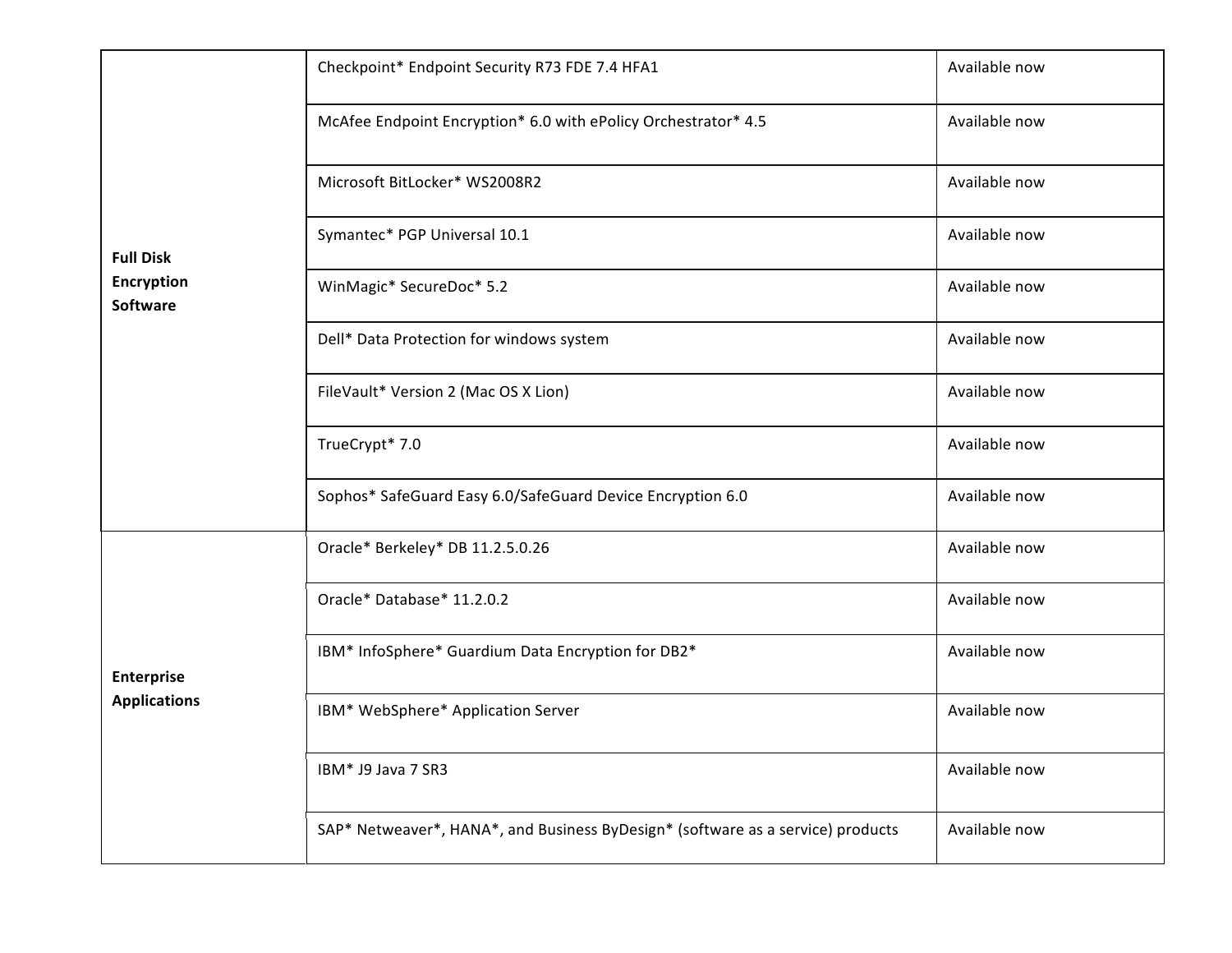| | | |
|---|---|---|
| **Full Disk Encryption Software** | Checkpoint* Endpoint Security R73 FDE 7.4 HFA1 | Available now |
| | McAfee Endpoint Encryption* 6.0 with ePolicy Orchestrator* 4.5 | Available now |
| | Microsoft BitLocker* WS2008R2 | Available now |
| | Symantec* PGP Universal 10.1 | Available now |
| | WinMagic* SecureDoc* 5.2 | Available now |
| | Dell* Data Protection for windows system | Available now |
| | FileVault* Version 2 (Mac OS X Lion) | Available now |
| | TrueCrypt* 7.0 | Available now |
| | Sophos* SafeGuard Easy 6.0/SafeGuard Device Encryption 6.0 | Available now |
| **Enterprise Applications** | Oracle* Berkeley* DB 11.2.5.0.26 | Available now |
| | Oracle* Database* 11.2.0.2 | Available now |
| | IBM* InfoSphere* Guardium Data Encryption for DB2* | Available now |
| | IBM* WebSphere* Application Server | Available now |
| | IBM* J9 Java 7 SR3 | Available now |
| | SAP* Netweaver*, HANA*, and Business ByDesign* (software as a service) products | Available now |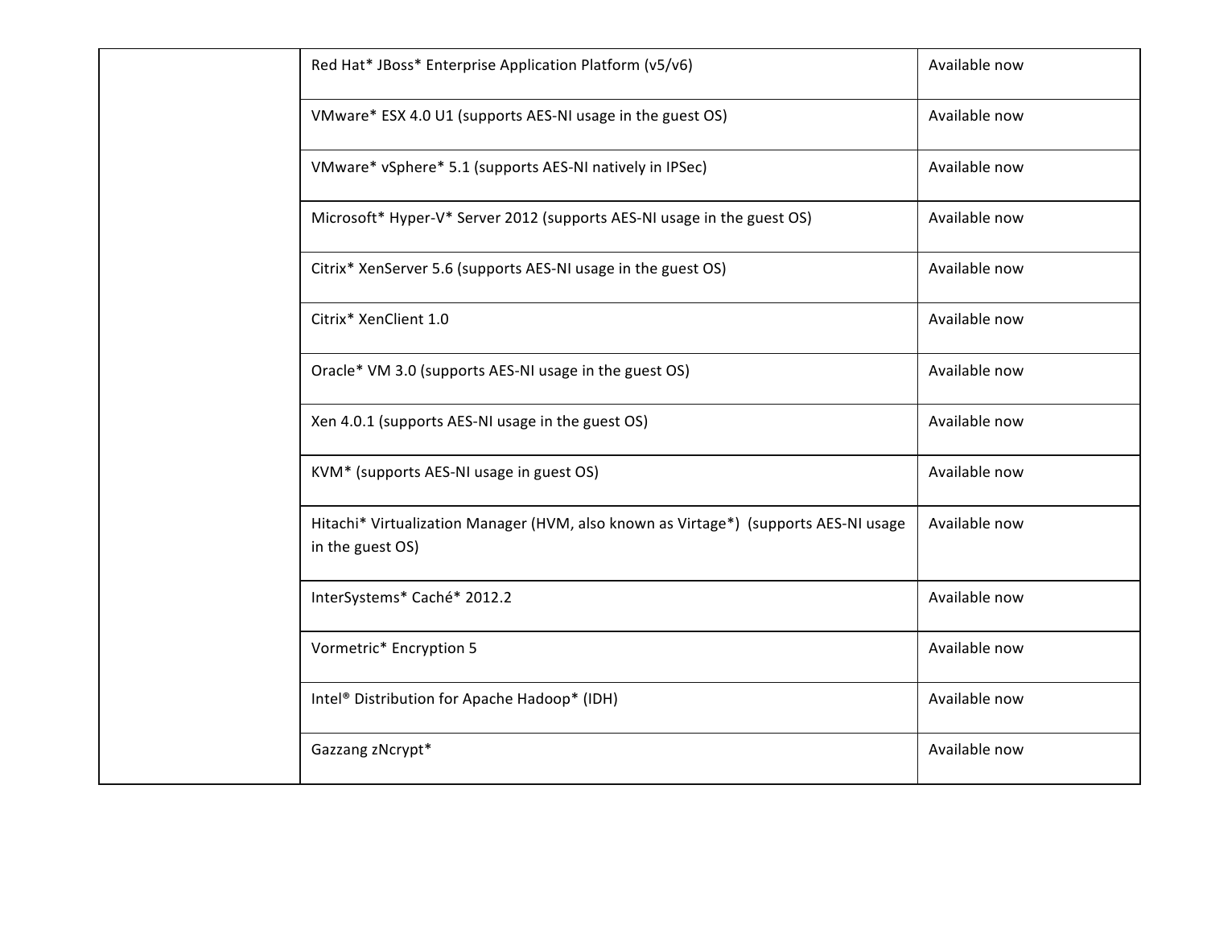| | | |
|---|---|---|
| | Red Hat* JBoss* Enterprise Application Platform (v5/v6) | Available now |
| | VMware* ESX 4.0 U1 (supports AES-NI usage in the guest OS) | Available now |
| | VMware* vSphere* 5.1 (supports AES-NI natively in IPSec) | Available now |
| | Microsoft* Hyper-V* Server 2012 (supports AES-NI usage in the guest OS) | Available now |
| | Citrix* XenServer 5.6 (supports AES-NI usage in the guest OS) | Available now |
| | Citrix* XenClient 1.0 | Available now |
| | Oracle* VM 3.0 (supports AES-NI usage in the guest OS) | Available now |
| | Xen 4.0.1 (supports AES-NI usage in the guest OS) | Available now |
| | KVM* (supports AES-NI usage in guest OS) | Available now |
| | Hitachi* Virtualization Manager (HVM, also known as Virtage*) (supports AES-NI usage in the guest OS) | Available now |
| | InterSystems* Caché* 2012.2 | Available now |
| | Vormetric* Encryption 5 | Available now |
| | Intel® Distribution for Apache Hadoop* (IDH) | Available now |
| | Gazzang zNcrypt* | Available now |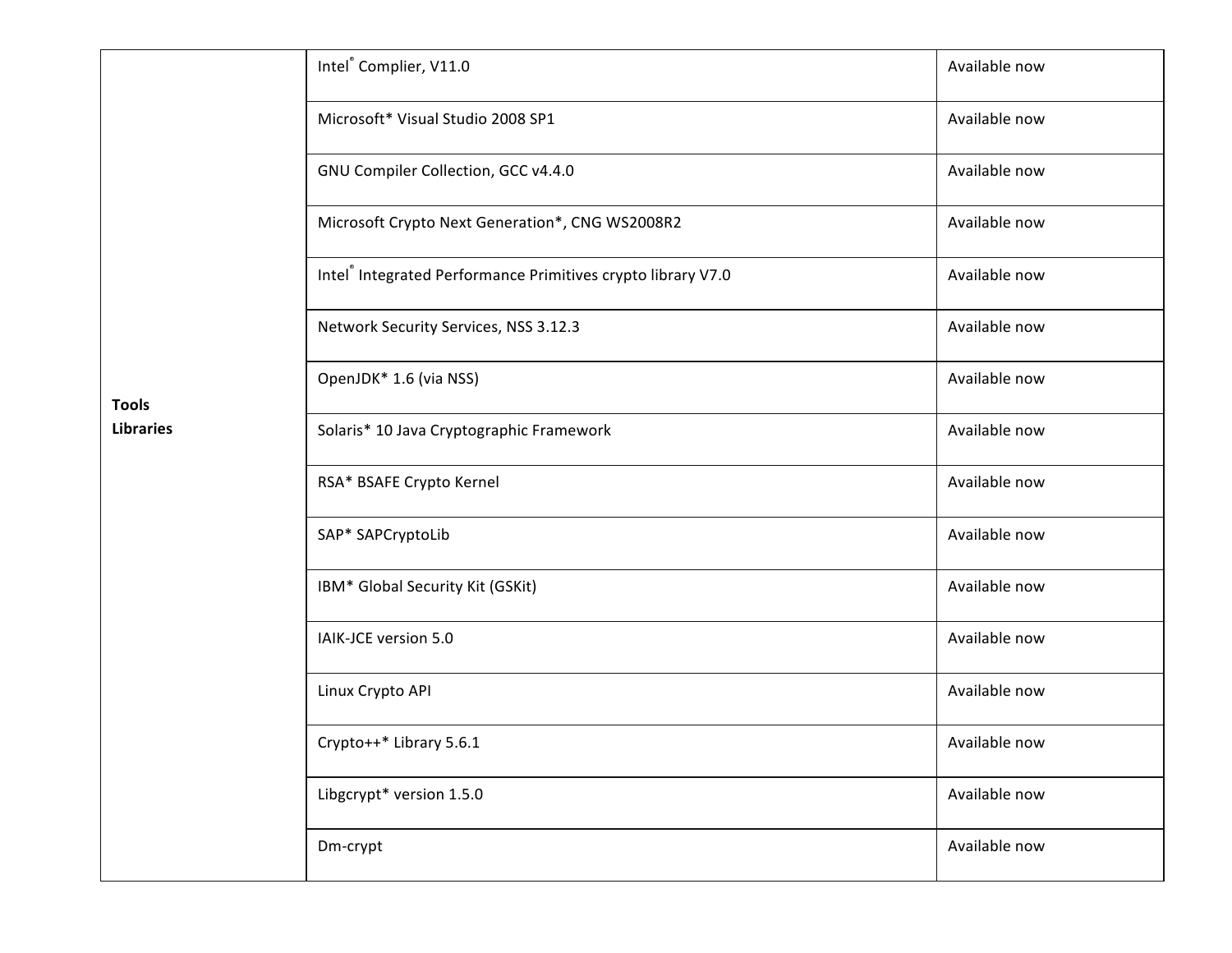| | | |
|---|---|---|
| **Tools Libraries** | Intel® Complier, V11.0 | Available now |
| | Microsoft* Visual Studio 2008 SP1 | Available now |
| | GNU Compiler Collection, GCC v4.4.0 | Available now |
| | Microsoft Crypto Next Generation*, CNG WS2008R2 | Available now |
| | Intel® Integrated Performance Primitives crypto library V7.0 | Available now |
| | Network Security Services, NSS 3.12.3 | Available now |
| | OpenJDK* 1.6 (via NSS) | Available now |
| | Solaris* 10 Java Cryptographic Framework | Available now |
| | RSA* BSAFE Crypto Kernel | Available now |
| | SAP* SAPCryptoLib | Available now |
| | IBM* Global Security Kit (GSKit) | Available now |
| | IAIK-JCE version 5.0 | Available now |
| | Linux Crypto API | Available now |
| | Crypto++* Library 5.6.1 | Available now |
| | Libgcrypt* version 1.5.0 | Available now |
| | Dm-crypt | Available now |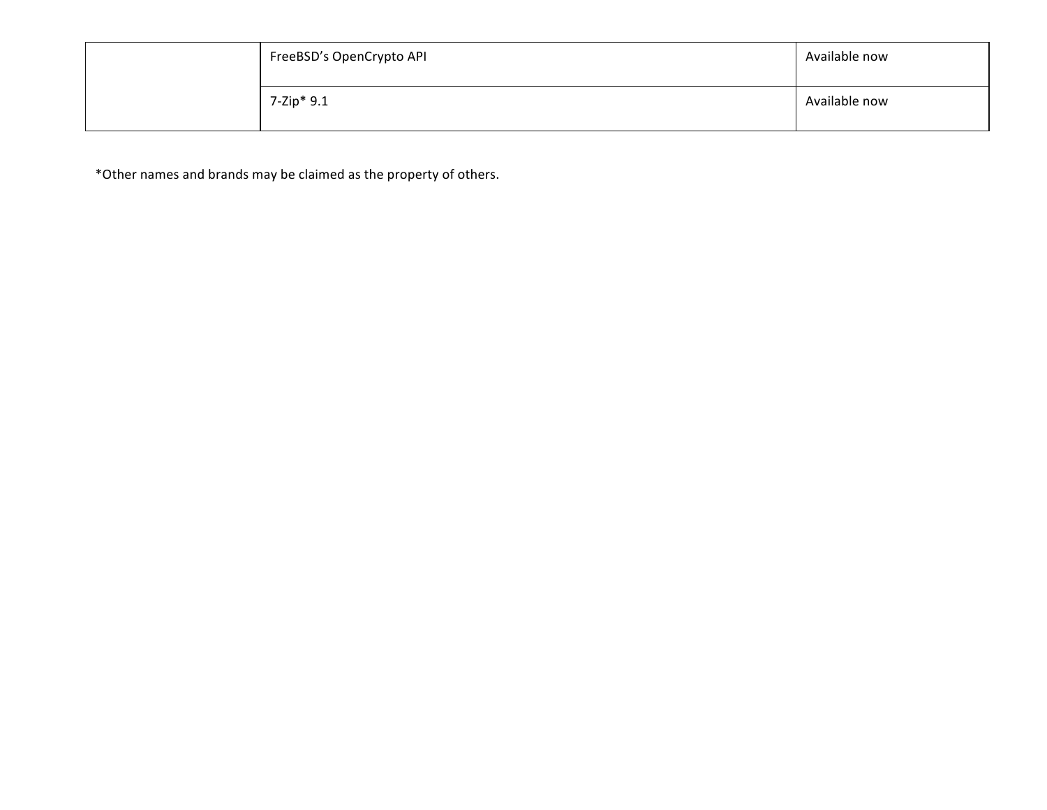| | | |
|---|---|---|
| | FreeBSD’s OpenCrypto API | Available now |
| | 7-Zip* 9.1 | Available now |

*Other names and brands may be claimed as the property of others.